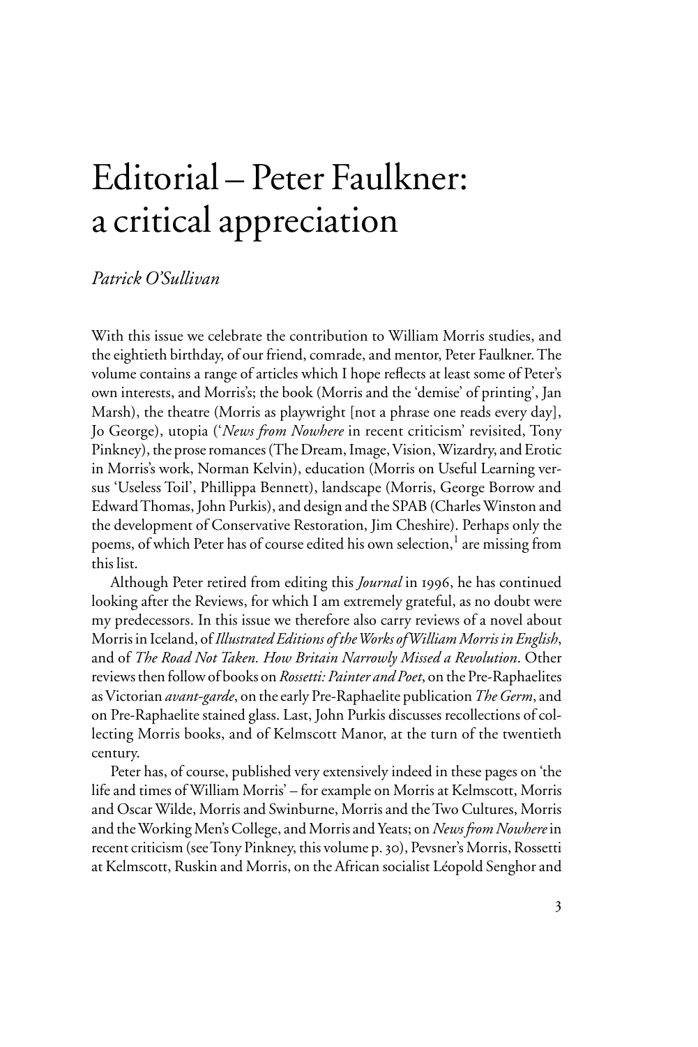# Editorial – Peter Faulkner: a critical appreciation

*Patrick O'Sullivan*

With this issue we celebrate the contribution to William Morris studies, and the eightieth birthday, of our friend, comrade, and mentor, Peter Faulkner. The volume contains a range of articles which I hope reflects at least some of Peter's own interests, and Morris's; the book (Morris and the 'demise' of printing', Jan Marsh), the theatre (Morris as playwright [not a phrase one reads every day], Jo George), utopia ('*News from Nowhere* in recent criticism' revisited, Tony Pinkney), the prose romances (The Dream, Image, Vision, Wizardry, and Erotic in Morris's work, Norman Kelvin), education (Morris on Useful Learning versus 'Useless Toil', Phillippa Bennett), landscape (Morris, George Borrow and Edward Thomas, John Purkis), and design and the SPAB (Charles Winston and the development of Conservative Restoration, Jim Cheshire). Perhaps only the poems, of which Peter has of course edited his own selection,[1] are missing from this list.

Although Peter retired from editing this *Journal* in 1996, he has continued looking after the Reviews, for which I am extremely grateful, as no doubt were my predecessors. In this issue we therefore also carry reviews of a novel about Morris in Iceland, of *Illustrated Editions of the Works of William Morris in English*, and of *The Road Not Taken. How Britain Narrowly Missed a Revolution*. Other reviews then follow of books on *Rossetti: Painter and Poet*, on the Pre-Raphaelites as Victorian *avant-garde*, on the early Pre-Raphaelite publication *The Germ*, and on Pre-Raphaelite stained glass. Last, John Purkis discusses recollections of collecting Morris books, and of Kelmscott Manor, at the turn of the twentieth century.

Peter has, of course, published very extensively indeed in these pages on 'the life and times of William Morris' – for example on Morris at Kelmscott, Morris and Oscar Wilde, Morris and Swinburne, Morris and the Two Cultures, Morris and the Working Men's College, and Morris and Yeats; on *News from Nowhere* in recent criticism (see Tony Pinkney, this volume p. 30), Pevsner's Morris, Rossetti at Kelmscott, Ruskin and Morris, on the African socialist Léopold Senghor and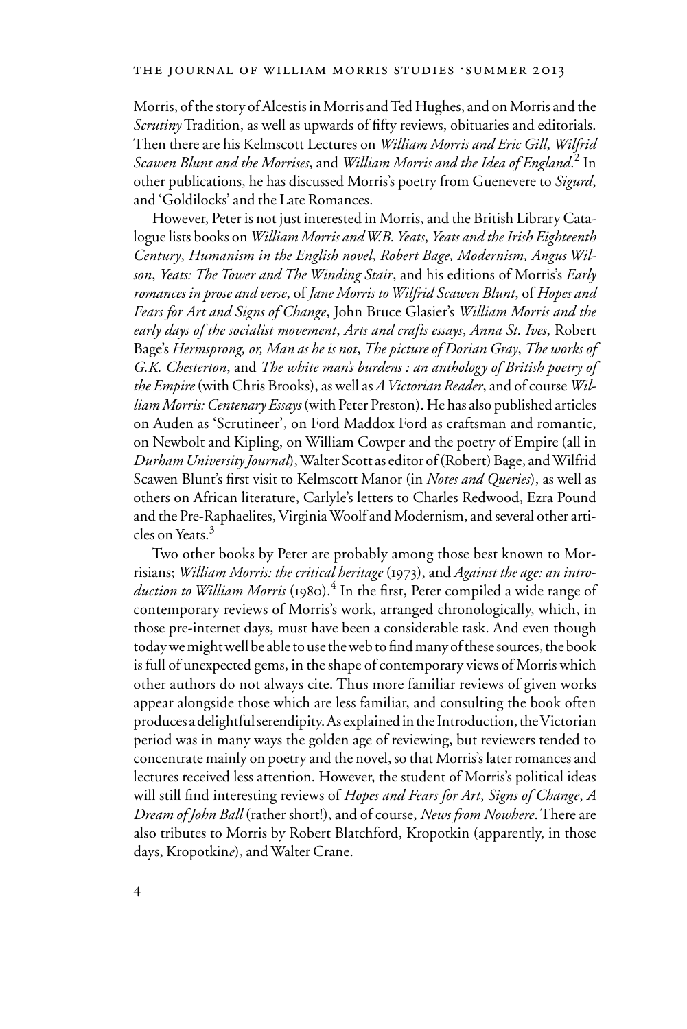Morris, of the story of Alcestis in Morris and Ted Hughes, and on Morris and the *Scrutiny* Tradition, as well as upwards of fifty reviews, obituaries and editorials. Then there are his Kelmscott Lectures on *William Morris and Eric Gill*, *Wilfrid Scawen Blunt and the Morrises*, and *William Morris and the Idea of England*.[2] In other publications, he has discussed Morris's poetry from Guenevere to *Sigurd*, and 'Goldilocks' and the Late Romances.

However, Peter is not just interested in Morris, and the British Library Catalogue lists books on *William Morris and W.B. Yeats*, *Yeats and the Irish Eighteenth Century*, *Humanism in the English novel*, *Robert Bage, Modernism, Angus Wilson*, *Yeats: The Tower and The Winding Stair*, and his editions of Morris's *Early romances in prose and verse*, of *Jane Morris to Wilfrid Scawen Blunt*, of *Hopes and Fears for Art and Signs of Change*, John Bruce Glasier's *William Morris and the early days of the socialist movement*, *Arts and crafts essays*, *Anna St. Ives*, Robert Bage's *Hermsprong, or, Man as he is not*, *The picture of Dorian Gray*, *The works of G.K. Chesterton*, and *The white man's burdens : an anthology of British poetry of the Empire* (with Chris Brooks), as well as *A Victorian Reader*, and of course *William Morris: Centenary Essays* (with Peter Preston). He has also published articles on Auden as 'Scrutineer', on Ford Maddox Ford as craftsman and romantic, on Newbolt and Kipling, on William Cowper and the poetry of Empire (all in *Durham University Journal*), Walter Scott as editor of (Robert) Bage, and Wilfrid Scawen Blunt's first visit to Kelmscott Manor (in *Notes and Queries*), as well as others on African literature, Carlyle's letters to Charles Redwood, Ezra Pound and the Pre-Raphaelites, Virginia Woolf and Modernism, and several other articles on Yeats.[3]

Two other books by Peter are probably among those best known to Morrisians; *William Morris: the critical heritage* (1973), and *Against the age: an introduction to William Morris* (1980).[4] In the first, Peter compiled a wide range of contemporary reviews of Morris's work, arranged chronologically, which, in those pre-internet days, must have been a considerable task. And even though today we might well be able to use the web to find many of these sources, the book is full of unexpected gems, in the shape of contemporary views of Morris which other authors do not always cite. Thus more familiar reviews of given works appear alongside those which are less familiar, and consulting the book often produces a delightful serendipity. As explained in the Introduction, the Victorian period was in many ways the golden age of reviewing, but reviewers tended to concentrate mainly on poetry and the novel, so that Morris's later romances and lectures received less attention. However, the student of Morris's political ideas will still find interesting reviews of *Hopes and Fears for Art*, *Signs of Change*, *A Dream of John Ball* (rather short!), and of course, *News from Nowhere*. There are also tributes to Morris by Robert Blatchford, Kropotkin (apparently, in those days, Kropotkin*e*), and Walter Crane.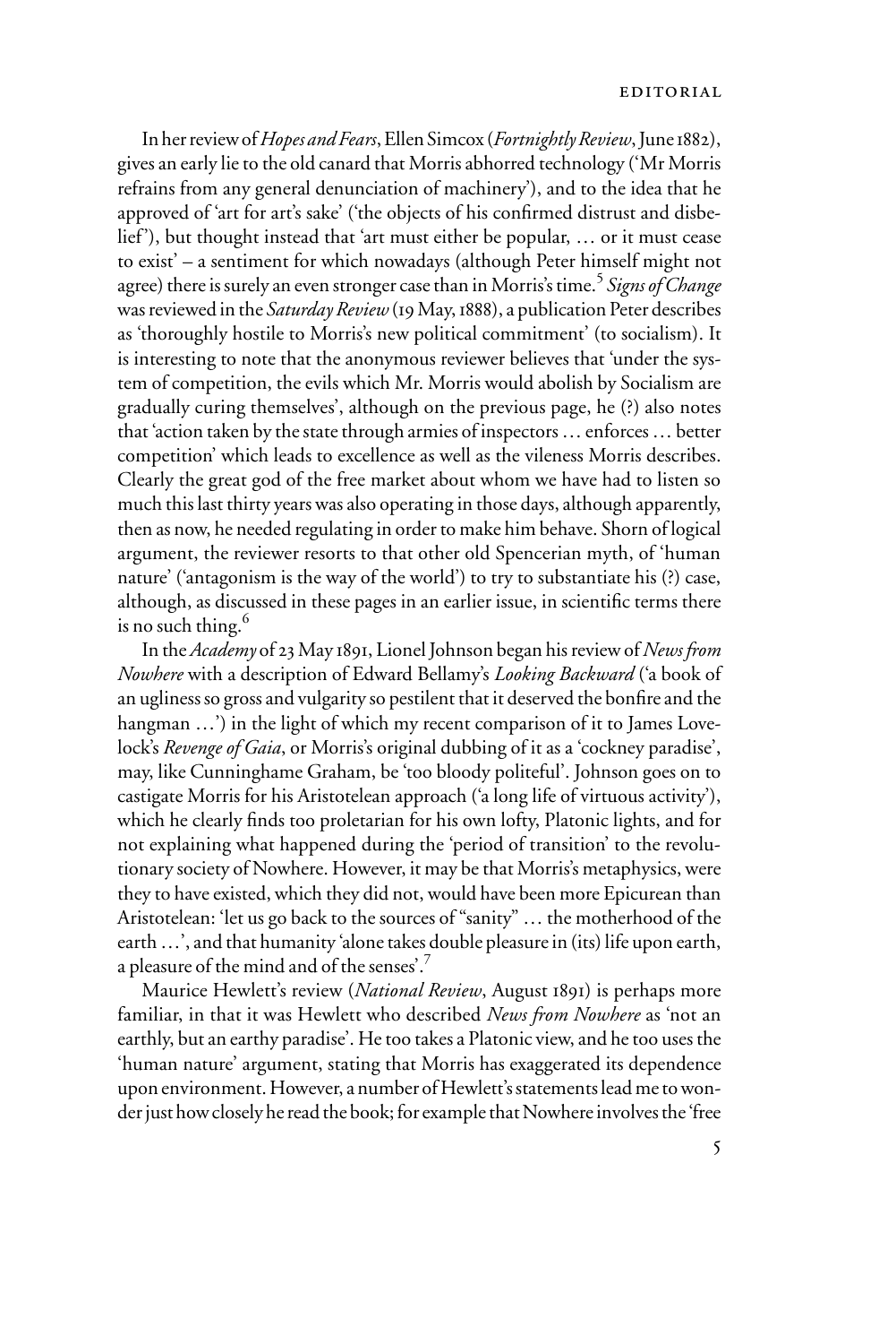In her review of *Hopes and Fears*, Ellen Simcox (*Fortnightly Review*, June 1882), gives an early lie to the old canard that Morris abhorred technology ('Mr Morris refrains from any general denunciation of machinery'), and to the idea that he approved of 'art for art's sake' ('the objects of his confirmed distrust and disbelief'), but thought instead that 'art must either be popular, … or it must cease to exist' – a sentiment for which nowadays (although Peter himself might not agree) there is surely an even stronger case than in Morris's time.[5] *Signs of Change* was reviewed in the *Saturday Review* (19 May, 1888), a publication Peter describes as 'thoroughly hostile to Morris's new political commitment' (to socialism). It is interesting to note that the anonymous reviewer believes that 'under the system of competition, the evils which Mr. Morris would abolish by Socialism are gradually curing themselves', although on the previous page, he (?) also notes that 'action taken by the state through armies of inspectors … enforces … better competition' which leads to excellence as well as the vileness Morris describes. Clearly the great god of the free market about whom we have had to listen so much this last thirty years was also operating in those days, although apparently, then as now, he needed regulating in order to make him behave. Shorn of logical argument, the reviewer resorts to that other old Spencerian myth, of 'human nature' ('antagonism is the way of the world') to try to substantiate his (?) case, although, as discussed in these pages in an earlier issue, in scientific terms there is no such thing.[6]

In the *Academy* of 23 May 1891, Lionel Johnson began his review of *News from Nowhere* with a description of Edward Bellamy's *Looking Backward* ('a book of an ugliness so gross and vulgarity so pestilent that it deserved the bonfire and the hangman …') in the light of which my recent comparison of it to James Lovelock's *Revenge of Gaia*, or Morris's original dubbing of it as a 'cockney paradise', may, like Cunninghame Graham, be 'too bloody politeful'. Johnson goes on to castigate Morris for his Aristotelean approach ('a long life of virtuous activity'), which he clearly finds too proletarian for his own lofty, Platonic lights, and for not explaining what happened during the 'period of transition' to the revolutionary society of Nowhere. However, it may be that Morris's metaphysics, were they to have existed, which they did not, would have been more Epicurean than Aristotelean: 'let us go back to the sources of "sanity" … the motherhood of the earth …', and that humanity 'alone takes double pleasure in (its) life upon earth, a pleasure of the mind and of the senses'.[7]

Maurice Hewlett's review (*National Review*, August 1891) is perhaps more familiar, in that it was Hewlett who described *News from Nowhere* as 'not an earthly, but an earthy paradise'. He too takes a Platonic view, and he too uses the 'human nature' argument, stating that Morris has exaggerated its dependence upon environment. However, a number of Hewlett's statements lead me to wonder just how closely he read the book; for example that Nowhere involves the 'free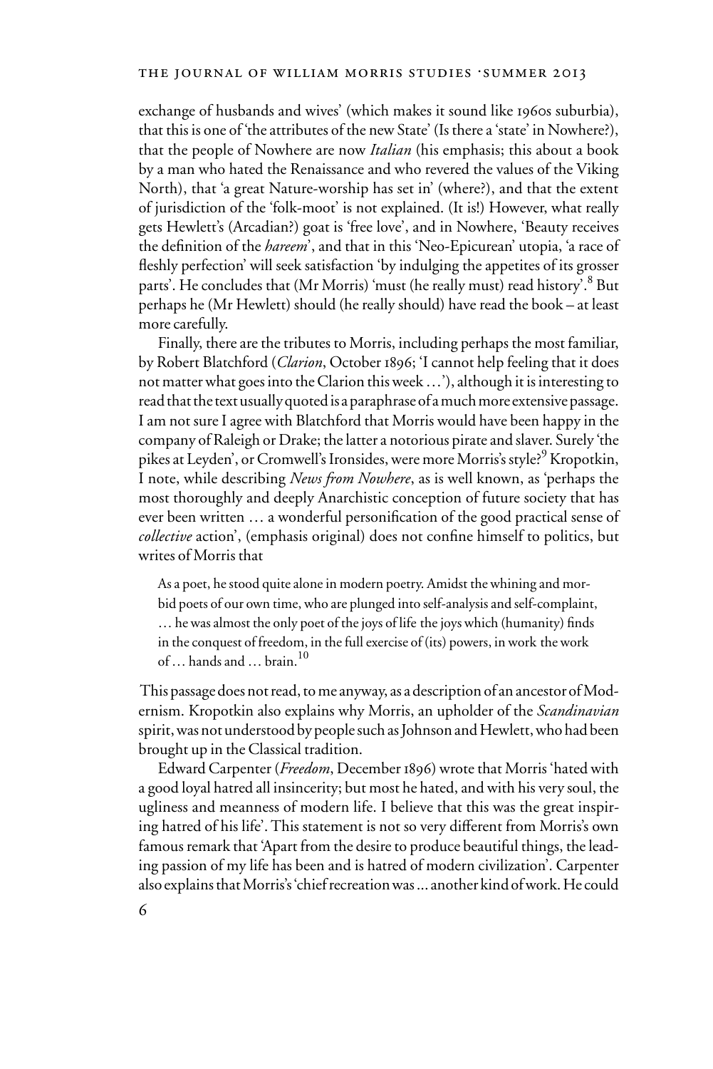exchange of husbands and wives' (which makes it sound like 1960s suburbia), that this is one of 'the attributes of the new State' (Is there a 'state' in Nowhere?), that the people of Nowhere are now *Italian* (his emphasis; this about a book by a man who hated the Renaissance and who revered the values of the Viking North), that 'a great Nature-worship has set in' (where?), and that the extent of jurisdiction of the 'folk-moot' is not explained. (It is!) However, what really gets Hewlett's (Arcadian?) goat is 'free love', and in Nowhere, 'Beauty receives the definition of the *hareem*', and that in this 'Neo-Epicurean' utopia, 'a race of fleshly perfection' will seek satisfaction 'by indulging the appetites of its grosser parts'. He concludes that (Mr Morris) 'must (he really must) read history'.[8] But perhaps he (Mr Hewlett) should (he really should) have read the book – at least more carefully.

Finally, there are the tributes to Morris, including perhaps the most familiar, by Robert Blatchford (*Clarion*, October 1896; 'I cannot help feeling that it does not matter what goes into the Clarion this week …'), although it is interesting to read that the text usually quoted is a paraphrase of a much more extensive passage. I am not sure I agree with Blatchford that Morris would have been happy in the company of Raleigh or Drake; the latter a notorious pirate and slaver. Surely 'the pikes at Leyden', or Cromwell's Ironsides, were more Morris's style?[9] Kropotkin, I note, while describing *News from Nowhere*, as is well known, as 'perhaps the most thoroughly and deeply Anarchistic conception of future society that has ever been written … a wonderful personification of the good practical sense of *collective* action', (emphasis original) does not confine himself to politics, but writes of Morris that

> As a poet, he stood quite alone in modern poetry. Amidst the whining and morbid poets of our own time, who are plunged into self-analysis and self-complaint, … he was almost the only poet of the joys of life the joys which (humanity) finds in the conquest of freedom, in the full exercise of (its) powers, in work the work of … hands and … brain.[10]

This passage does not read, to me anyway, as a description of an ancestor of Modernism. Kropotkin also explains why Morris, an upholder of the *Scandinavian* spirit, was not understood by people such as Johnson and Hewlett, who had been brought up in the Classical tradition.

Edward Carpenter (*Freedom*, December 1896) wrote that Morris 'hated with a good loyal hatred all insincerity; but most he hated, and with his very soul, the ugliness and meanness of modern life. I believe that this was the great inspiring hatred of his life'. This statement is not so very different from Morris's own famous remark that 'Apart from the desire to produce beautiful things, the leading passion of my life has been and is hatred of modern civilization'. Carpenter also explains that Morris's 'chief recreation was ... another kind of work. He could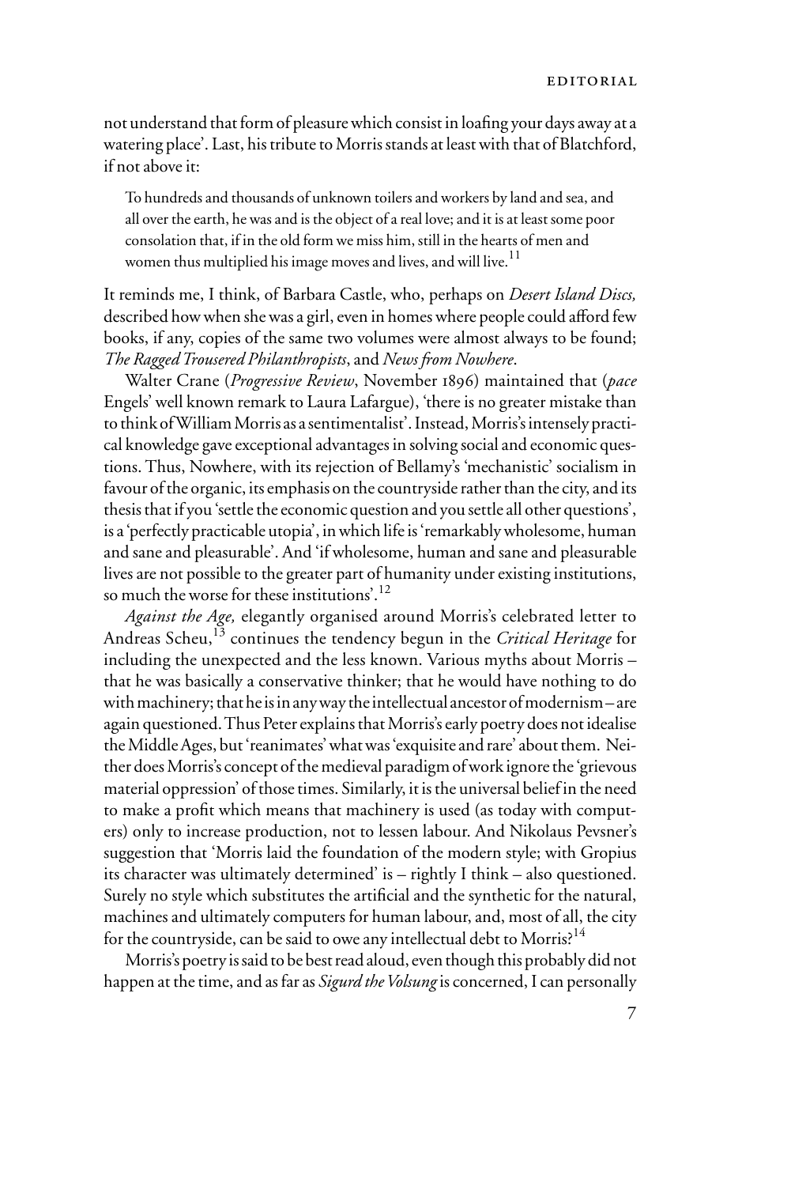not understand that form of pleasure which consist in loafing your days away at a watering place'. Last, his tribute to Morris stands at least with that of Blatchford, if not above it:

> To hundreds and thousands of unknown toilers and workers by land and sea, and all over the earth, he was and is the object of a real love; and it is at least some poor consolation that, if in the old form we miss him, still in the hearts of men and women thus multiplied his image moves and lives, and will live.[11]

It reminds me, I think, of Barbara Castle, who, perhaps on *Desert Island Discs,* described how when she was a girl, even in homes where people could afford few books, if any, copies of the same two volumes were almost always to be found; *The Ragged Trousered Philanthropists*, and *News from Nowhere*.

Walter Crane (*Progressive Review*, November 1896) maintained that (*pace* Engels' well known remark to Laura Lafargue), 'there is no greater mistake than to think of William Morris as a sentimentalist'. Instead, Morris's intensely practical knowledge gave exceptional advantages in solving social and economic questions. Thus, Nowhere, with its rejection of Bellamy's 'mechanistic' socialism in favour of the organic, its emphasis on the countryside rather than the city, and its thesis that if you 'settle the economic question and you settle all other questions', is a 'perfectly practicable utopia', in which life is 'remarkably wholesome, human and sane and pleasurable'. And 'if wholesome, human and sane and pleasurable lives are not possible to the greater part of humanity under existing institutions, so much the worse for these institutions'.[12]

*Against the Age,* elegantly organised around Morris's celebrated letter to Andreas Scheu,[13] continues the tendency begun in the *Critical Heritage* for including the unexpected and the less known. Various myths about Morris – that he was basically a conservative thinker; that he would have nothing to do with machinery; that he is in any way the intellectual ancestor of modernism – are again questioned. Thus Peter explains that Morris's early poetry does not idealise the Middle Ages, but 'reanimates' what was 'exquisite and rare' about them. Neither does Morris's concept of the medieval paradigm of work ignore the 'grievous material oppression' of those times. Similarly, it is the universal belief in the need to make a profit which means that machinery is used (as today with computers) only to increase production, not to lessen labour. And Nikolaus Pevsner's suggestion that 'Morris laid the foundation of the modern style; with Gropius its character was ultimately determined' is – rightly I think – also questioned. Surely no style which substitutes the artificial and the synthetic for the natural, machines and ultimately computers for human labour, and, most of all, the city for the countryside, can be said to owe any intellectual debt to Morris?[14]

Morris's poetry is said to be best read aloud, even though this probably did not happen at the time, and as far as *Sigurd the Volsung* is concerned, I can personally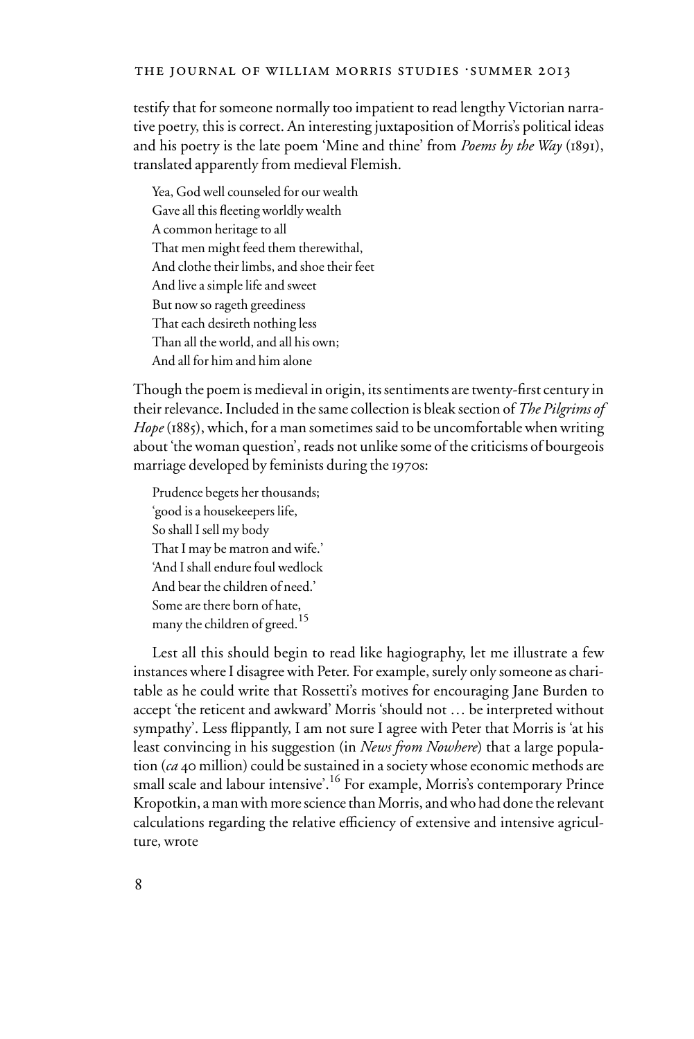testify that for someone normally too impatient to read lengthy Victorian narrative poetry, this is correct. An interesting juxtaposition of Morris's political ideas and his poetry is the late poem 'Mine and thine' from *Poems by the Way* (1891), translated apparently from medieval Flemish.

> Yea, God well counseled for our wealth  
> Gave all this fleeting worldly wealth  
> A common heritage to all  
> That men might feed them therewithal,  
> And clothe their limbs, and shoe their feet  
> And live a simple life and sweet  
> But now so rageth greediness  
> That each desireth nothing less  
> Than all the world, and all his own;  
> And all for him and him alone

Though the poem is medieval in origin, its sentiments are twenty-first century in their relevance. Included in the same collection is bleak section of *The Pilgrims of Hope* (1885), which, for a man sometimes said to be uncomfortable when writing about 'the woman question', reads not unlike some of the criticisms of bourgeois marriage developed by feminists during the 1970s:

> Prudence begets her thousands;  
> 'good is a housekeepers life,  
> So shall I sell my body  
> That I may be matron and wife.'  
> 'And I shall endure foul wedlock  
> And bear the children of need.'  
> Some are there born of hate,  
> many the children of greed.[15]

Lest all this should begin to read like hagiography, let me illustrate a few instances where I disagree with Peter. For example, surely only someone as charitable as he could write that Rossetti's motives for encouraging Jane Burden to accept 'the reticent and awkward' Morris 'should not … be interpreted without sympathy'. Less flippantly, I am not sure I agree with Peter that Morris is 'at his least convincing in his suggestion (in *News from Nowhere*) that a large population (*ca* 40 million) could be sustained in a society whose economic methods are small scale and labour intensive'.[16] For example, Morris's contemporary Prince Kropotkin, a man with more science than Morris, and who had done the relevant calculations regarding the relative efficiency of extensive and intensive agriculture, wrote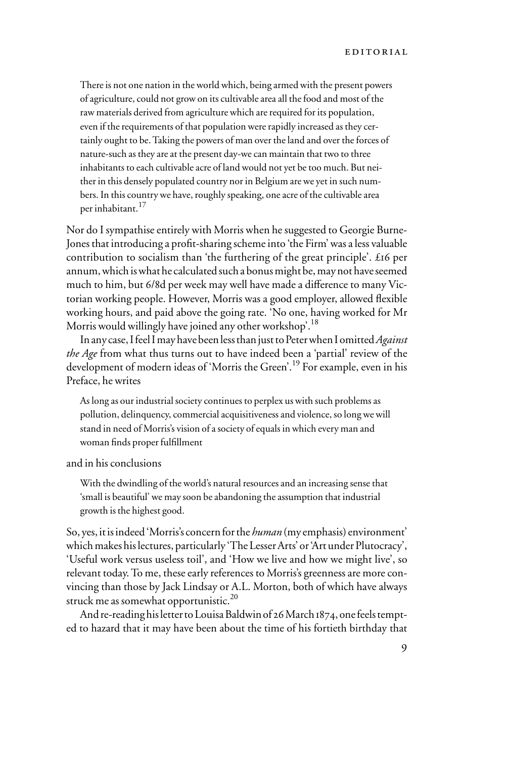> There is not one nation in the world which, being armed with the present powers of agriculture, could not grow on its cultivable area all the food and most of the raw materials derived from agriculture which are required for its population, even if the requirements of that population were rapidly increased as they certainly ought to be. Taking the powers of man over the land and over the forces of nature-such as they are at the present day-we can maintain that two to three inhabitants to each cultivable acre of land would not yet be too much. But neither in this densely populated country nor in Belgium are we yet in such numbers. In this country we have, roughly speaking, one acre of the cultivable area per inhabitant.[17]

Nor do I sympathise entirely with Morris when he suggested to Georgie Burne-Jones that introducing a profit-sharing scheme into 'the Firm' was a less valuable contribution to socialism than 'the furthering of the great principle'. £16 per annum, which is what he calculated such a bonus might be, may not have seemed much to him, but 6/8d per week may well have made a difference to many Victorian working people. However, Morris was a good employer, allowed flexible working hours, and paid above the going rate. 'No one, having worked for Mr Morris would willingly have joined any other workshop'.[18]

In any case, I feel I may have been less than just to Peter when I omitted *Against the Age* from what thus turns out to have indeed been a 'partial' review of the development of modern ideas of 'Morris the Green'.[19] For example, even in his Preface, he writes

> As long as our industrial society continues to perplex us with such problems as pollution, delinquency, commercial acquisitiveness and violence, so long we will stand in need of Morris's vision of a society of equals in which every man and woman finds proper fulfillment

and in his conclusions

> With the dwindling of the world's natural resources and an increasing sense that 'small is beautiful' we may soon be abandoning the assumption that industrial growth is the highest good.

So, yes, it is indeed 'Morris's concern for the *human* (my emphasis) environment' which makes his lectures, particularly 'The Lesser Arts' or 'Art under Plutocracy', 'Useful work versus useless toil', and 'How we live and how we might live', so relevant today. To me, these early references to Morris's greenness are more convincing than those by Jack Lindsay or A.L. Morton, both of which have always struck me as somewhat opportunistic.[20]

And re-reading his letter to Louisa Baldwin of 26 March 1874, one feels tempted to hazard that it may have been about the time of his fortieth birthday that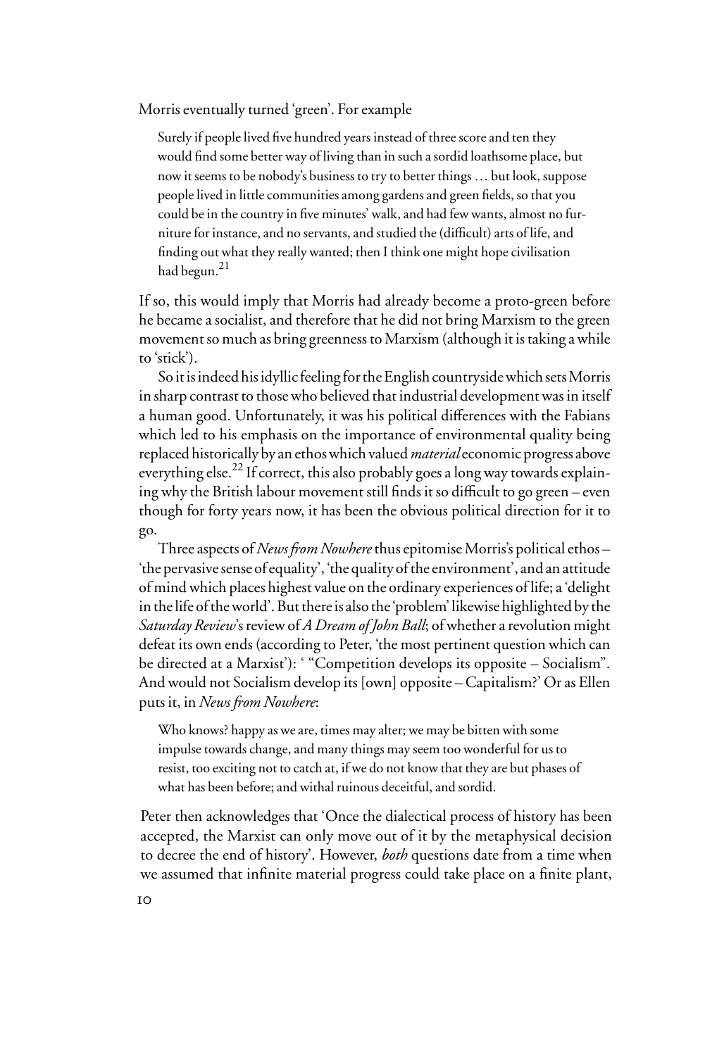Morris eventually turned 'green'. For example

> Surely if people lived five hundred years instead of three score and ten they would find some better way of living than in such a sordid loathsome place, but now it seems to be nobody's business to try to better things … but look, suppose people lived in little communities among gardens and green fields, so that you could be in the country in five minutes' walk, and had few wants, almost no furniture for instance, and no servants, and studied the (difficult) arts of life, and finding out what they really wanted; then I think one might hope civilisation had begun.[21]

If so, this would imply that Morris had already become a proto-green before he became a socialist, and therefore that he did not bring Marxism to the green movement so much as bring greenness to Marxism (although it is taking a while to 'stick').

So it is indeed his idyllic feeling for the English countryside which sets Morris in sharp contrast to those who believed that industrial development was in itself a human good. Unfortunately, it was his political differences with the Fabians which led to his emphasis on the importance of environmental quality being replaced historically by an ethos which valued *material* economic progress above everything else.[22] If correct, this also probably goes a long way towards explaining why the British labour movement still finds it so difficult to go green – even though for forty years now, it has been the obvious political direction for it to go.

Three aspects of *News from Nowhere* thus epitomise Morris's political ethos – 'the pervasive sense of equality', 'the quality of the environment', and an attitude of mind which places highest value on the ordinary experiences of life; a 'delight in the life of the world'. But there is also the 'problem' likewise highlighted by the *Saturday Review*'s review of *A Dream of John Ball*; of whether a revolution might defeat its own ends (according to Peter, 'the most pertinent question which can be directed at a Marxist'): ' "Competition develops its opposite – Socialism". And would not Socialism develop its [own] opposite – Capitalism?' Or as Ellen puts it, in *News from Nowhere*:

> Who knows? happy as we are, times may alter; we may be bitten with some impulse towards change, and many things may seem too wonderful for us to resist, too exciting not to catch at, if we do not know that they are but phases of what has been before; and withal ruinous deceitful, and sordid.

Peter then acknowledges that 'Once the dialectical process of history has been accepted, the Marxist can only move out of it by the metaphysical decision to decree the end of history'. However, *both* questions date from a time when we assumed that infinite material progress could take place on a finite plant,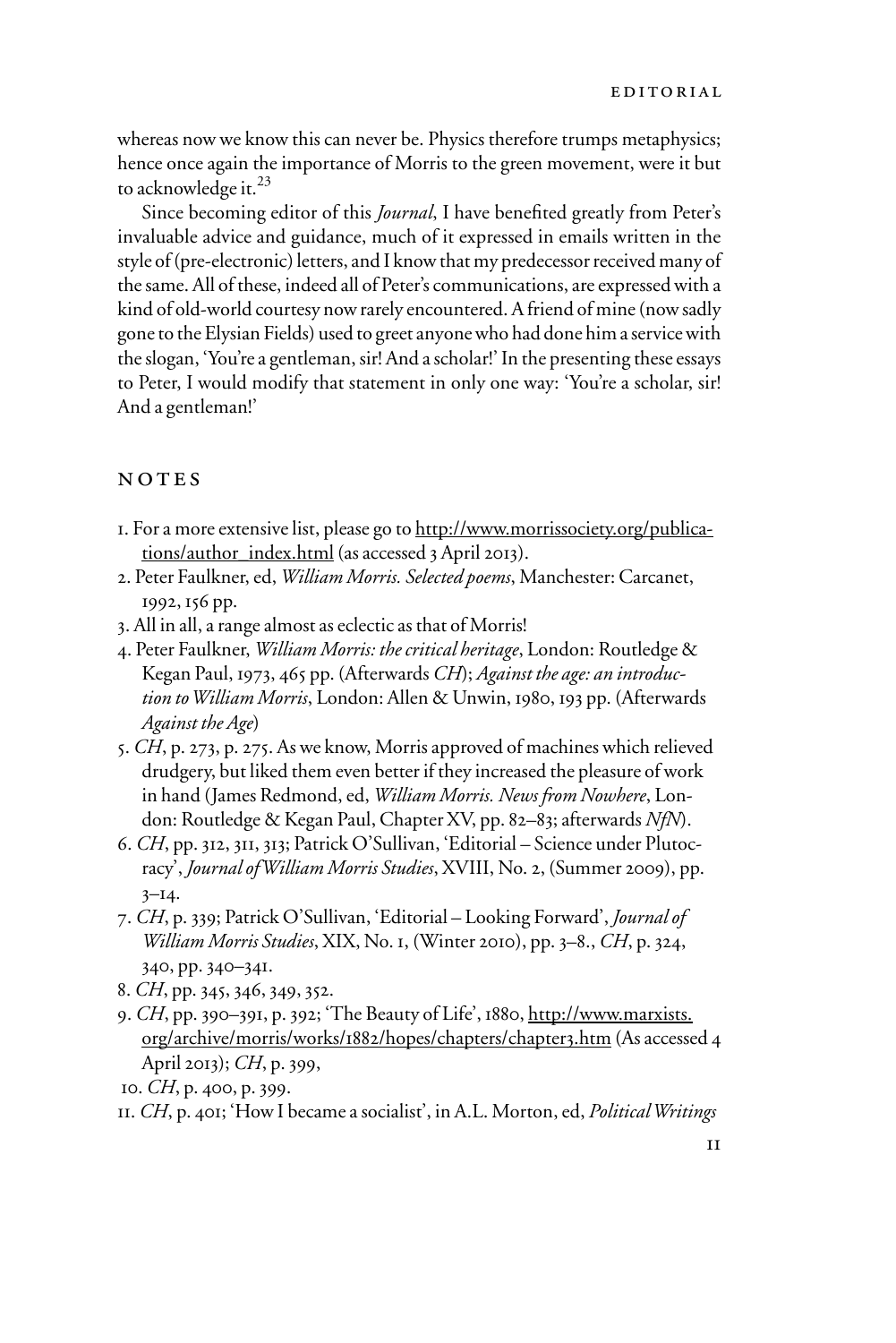whereas now we know this can never be. Physics therefore trumps metaphysics; hence once again the importance of Morris to the green movement, were it but to acknowledge it.[23]

Since becoming editor of this *Journal*, I have benefited greatly from Peter's invaluable advice and guidance, much of it expressed in emails written in the style of (pre-electronic) letters, and I know that my predecessor received many of the same. All of these, indeed all of Peter's communications, are expressed with a kind of old-world courtesy now rarely encountered. A friend of mine (now sadly gone to the Elysian Fields) used to greet anyone who had done him a service with the slogan, 'You're a gentleman, sir! And a scholar!' In the presenting these essays to Peter, I would modify that statement in only one way: 'You're a scholar, sir! And a gentleman!'

## NOTES

1. For a more extensive list, please go to http://www.morrissociety.org/publications/author_index.html (as accessed 3 April 2013).
2. Peter Faulkner, ed, *William Morris. Selected poems*, Manchester: Carcanet, 1992, 156 pp.
3. All in all, a range almost as eclectic as that of Morris!
4. Peter Faulkner, *William Morris: the critical heritage*, London: Routledge & Kegan Paul, 1973, 465 pp. (Afterwards *CH*); *Against the age: an introduction to William Morris*, London: Allen & Unwin, 1980, 193 pp. (Afterwards *Against the Age*)
5. *CH*, p. 273, p. 275. As we know, Morris approved of machines which relieved drudgery, but liked them even better if they increased the pleasure of work in hand (James Redmond, ed, *William Morris. News from Nowhere*, London: Routledge & Kegan Paul, Chapter XV, pp. 82–83; afterwards *NfN*).
6. *CH*, pp. 312, 311, 313; Patrick O'Sullivan, 'Editorial – Science under Plutocracy', *Journal of William Morris Studies*, XVIII, No. 2, (Summer 2009), pp. 3–14.
7. *CH*, p. 339; Patrick O'Sullivan, 'Editorial – Looking Forward', *Journal of William Morris Studies*, XIX, No. 1, (Winter 2010), pp. 3–8., *CH*, p. 324, 340, pp. 340–341.
8. *CH*, pp. 345, 346, 349, 352.
9. *CH*, pp. 390–391, p. 392; 'The Beauty of Life', 1880, http://www.marxists.org/archive/morris/works/1882/hopes/chapters/chapter3.htm (As accessed 4 April 2013); *CH*, p. 399,
10. *CH*, p. 400, p. 399.
11. *CH*, p. 401; 'How I became a socialist', in A.L. Morton, ed, *Political Writings*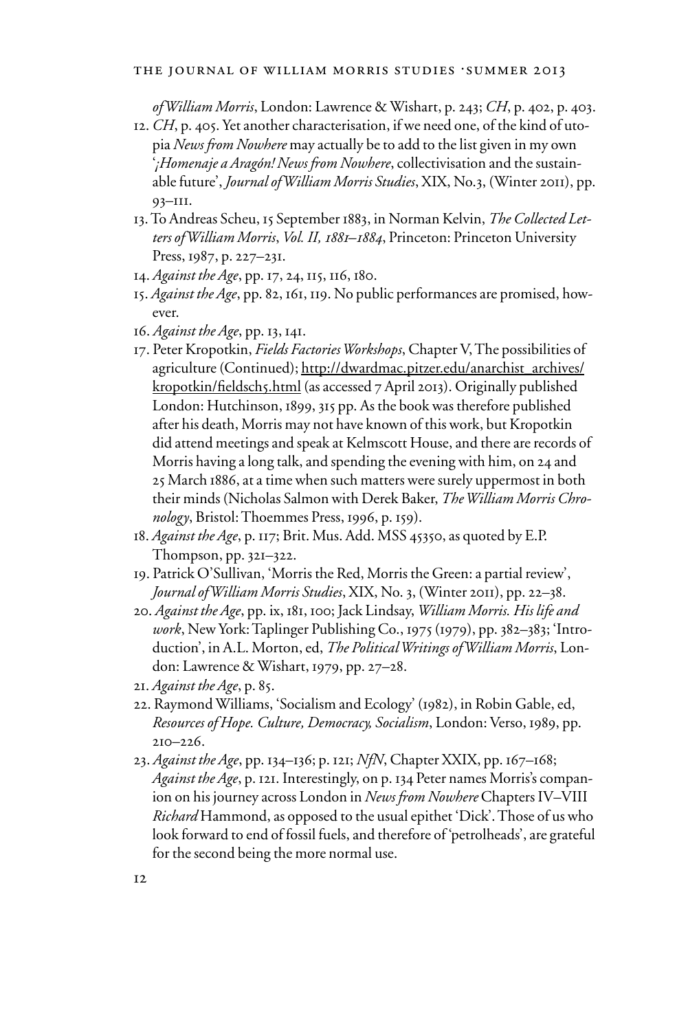*of William Morris*, London: Lawrence & Wishart, p. 243; *CH*, p. 402, p. 403.

12. *CH*, p. 405. Yet another characterisation, if we need one, of the kind of utopia *News from Nowhere* may actually be to add to the list given in my own '*¡Homenaje a Aragón! News from Nowhere*, collectivisation and the sustainable future', *Journal of William Morris Studies*, XIX, No.3, (Winter 2011), pp. 93–111.
13. To Andreas Scheu, 15 September 1883, in Norman Kelvin, *The Collected Letters of William Morris*, *Vol. II, 1881–1884*, Princeton: Princeton University Press, 1987, p. 227–231.
14. *Against the Age*, pp. 17, 24, 115, 116, 180.
15. *Against the Age*, pp. 82, 161, 119. No public performances are promised, however.
16. *Against the Age*, pp. 13, 141.
17. Peter Kropotkin, *Fields Factories Workshops*, Chapter V, The possibilities of agriculture (Continued); http://dwardmac.pitzer.edu/anarchist_archives/kropotkin/fieldsch5.html (as accessed 7 April 2013). Originally published London: Hutchinson, 1899, 315 pp. As the book was therefore published after his death, Morris may not have known of this work, but Kropotkin did attend meetings and speak at Kelmscott House, and there are records of Morris having a long talk, and spending the evening with him, on 24 and 25 March 1886, at a time when such matters were surely uppermost in both their minds (Nicholas Salmon with Derek Baker, *The William Morris Chronology*, Bristol: Thoemmes Press, 1996, p. 159).
18. *Against the Age*, p. 117; Brit. Mus. Add. MSS 45350, as quoted by E.P. Thompson, pp. 321–322.
19. Patrick O'Sullivan, 'Morris the Red, Morris the Green: a partial review', *Journal of William Morris Studies*, XIX, No. 3, (Winter 2011), pp. 22–38.
20. *Against the Age*, pp. ix, 181, 100; Jack Lindsay, *William Morris. His life and work*, New York: Taplinger Publishing Co., 1975 (1979), pp. 382–383; 'Introduction', in A.L. Morton, ed, *The Political Writings of William Morris*, London: Lawrence & Wishart, 1979, pp. 27–28.
21. *Against the Age*, p. 85.
22. Raymond Williams, 'Socialism and Ecology' (1982), in Robin Gable, ed, *Resources of Hope. Culture, Democracy, Socialism*, London: Verso, 1989, pp. 210–226.
23. *Against the Age*, pp. 134–136; p. 121; *NfN*, Chapter XXIX, pp. 167–168; *Against the Age*, p. 121. Interestingly, on p. 134 Peter names Morris's companion on his journey across London in *News from Nowhere* Chapters IV–VIII *Richard* Hammond, as opposed to the usual epithet 'Dick'. Those of us who look forward to end of fossil fuels, and therefore of 'petrolheads', are grateful for the second being the more normal use.